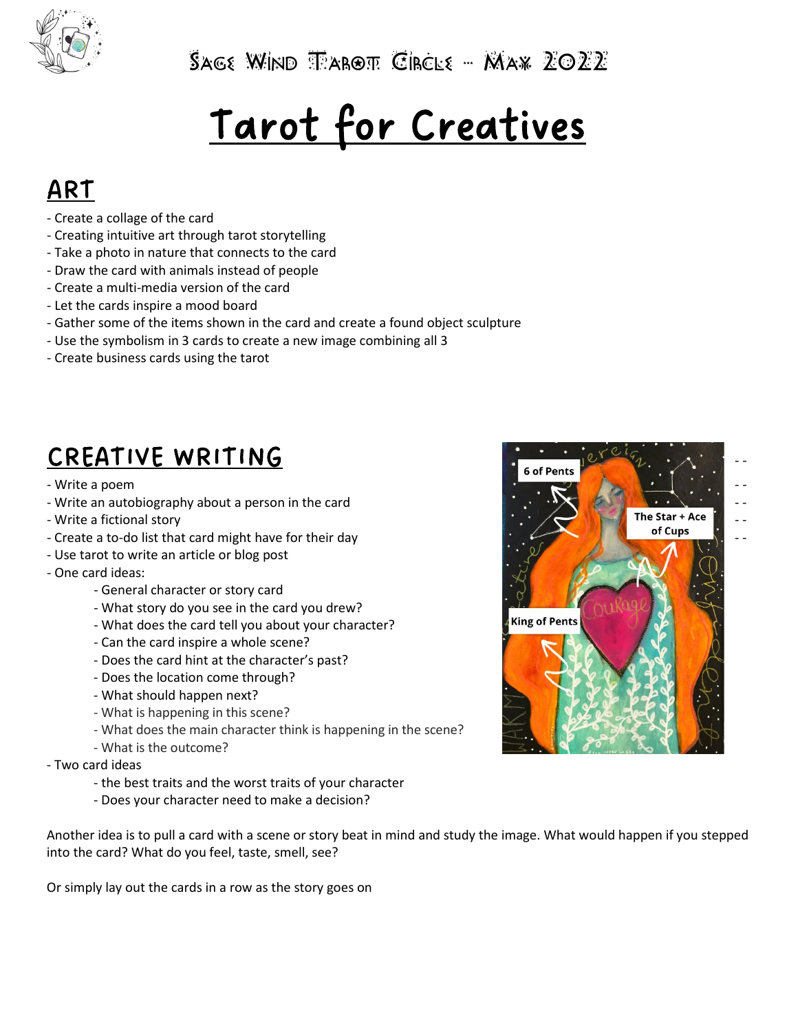Sage Wind Tarot Circle ~ May 2022

# Tarot for Creatives

## ART

- Create a collage of the card
- Creating intuitive art through tarot storytelling
- Take a photo in nature that connects to the card
- Draw the card with animals instead of people
- Create a multi-media version of the card
- Let the cards inspire a mood board
- Gather some of the items shown in the card and create a found object sculpture
- Use the symbolism in 3 cards to create a new image combining all 3
- Create business cards using the tarot

## CREATIVE WRITING

- Write a poem
- Write an autobiography about a person in the card
- Write a fictional story
- Create a to-do list that card might have for their day
- Use tarot to write an article or blog post
- One card ideas:
  - General character or story card
  - What story do you see in the card you drew?
  - What does the card tell you about your character?
  - Can the card inspire a whole scene?
  - Does the card hint at the character's past?
  - Does the location come through?
  - What should happen next?
  - What is happening in this scene?
  - What does the main character think is happening in the scene?
  - What is the outcome?
- Two card ideas
  - the best traits and the worst traits of your character
  - Does your character need to make a decision?

6 of Pents

The Star + Ace of Cups

King of Pents

Another idea is to pull a card with a scene or story beat in mind and study the image. What would happen if you stepped into the card? What do you feel, taste, smell, see?

Or simply lay out the cards in a row as the story goes on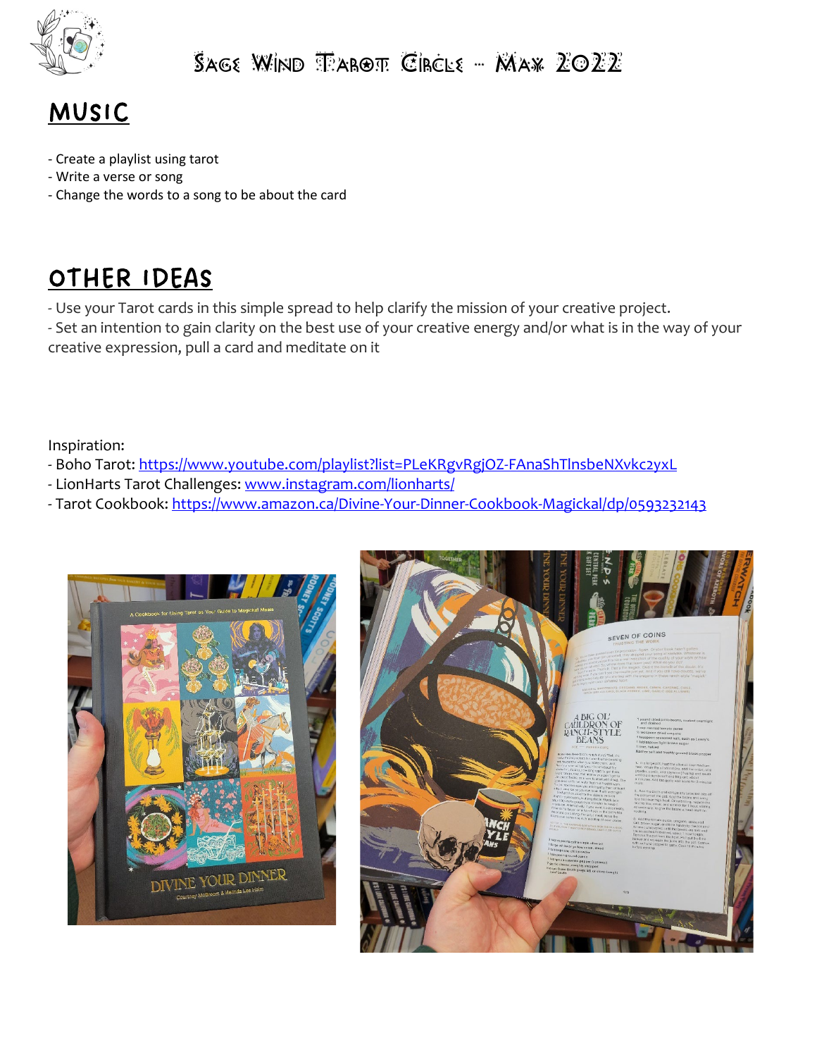# Sage Wind Tarot Circle -- May 2022

## MUSIC

- Create a playlist using tarot
- Write a verse or song
- Change the words to a song to be about the card

## OTHER IDEAS

- Use your Tarot cards in this simple spread to help clarify the mission of your creative project.
- Set an intention to gain clarity on the best use of your creative energy and/or what is in the way of your creative expression, pull a card and meditate on it

Inspiration:

- Boho Tarot: https://www.youtube.com/playlist?list=PLeKRgvRgjOZ-FAnaShTlnsbeNXvkc2yxL
- LionHarts Tarot Challenges: www.instagram.com/lionharts/
- Tarot Cookbook: https://www.amazon.ca/Divine-Your-Dinner-Cookbook-Magickal/dp/0593232143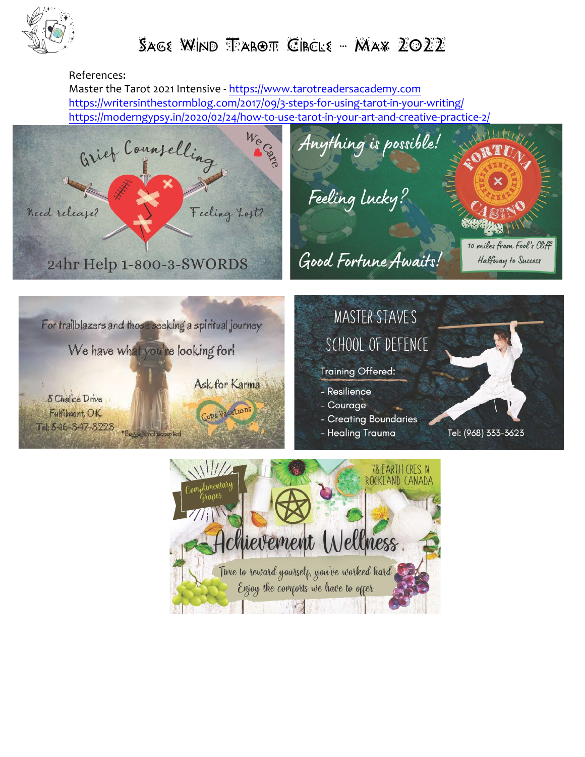# Sage Wind Tarot Circle – May 2022

References:
Master the Tarot 2021 Intensive - https://www.tarotreadersacademy.com
https://writersinthestormblog.com/2017/09/3-steps-for-using-tarot-in-your-writing/
https://moderngypsy.in/2020/02/24/how-to-use-tarot-in-your-art-and-creative-practice-2/

Grief Counselling

We Care

Need release?

Feeling Lost?

24hr Help 1-800-3-SWORDS

Anything is possible!

Feeling Lucky?

Good Fortune Awaits!

FORTUNA CASINO

10 miles from Fool's Cliff
Halfway to Success

For trailblazers and those seeking a spiritual journey

We have what you're looking for!

Ask for Karma

8 Chalice Drive
Fulfilment, OK
Tel: 546-347-3228

Cups Vacations

*Baggage not accepted

MASTER STAVES
SCHOOL OF DEFENCE

Training Offered:

- Resilience
- Courage
- Creating Boundaries
- Healing Trauma

Tel: (968) 333-3623

Complimentary Grapes

78 EARTH CRES. N
ROCKLAND CANADA

Achievement Wellness

Time to reward yourself, you've worked hard
Enjoy the comforts we have to offer